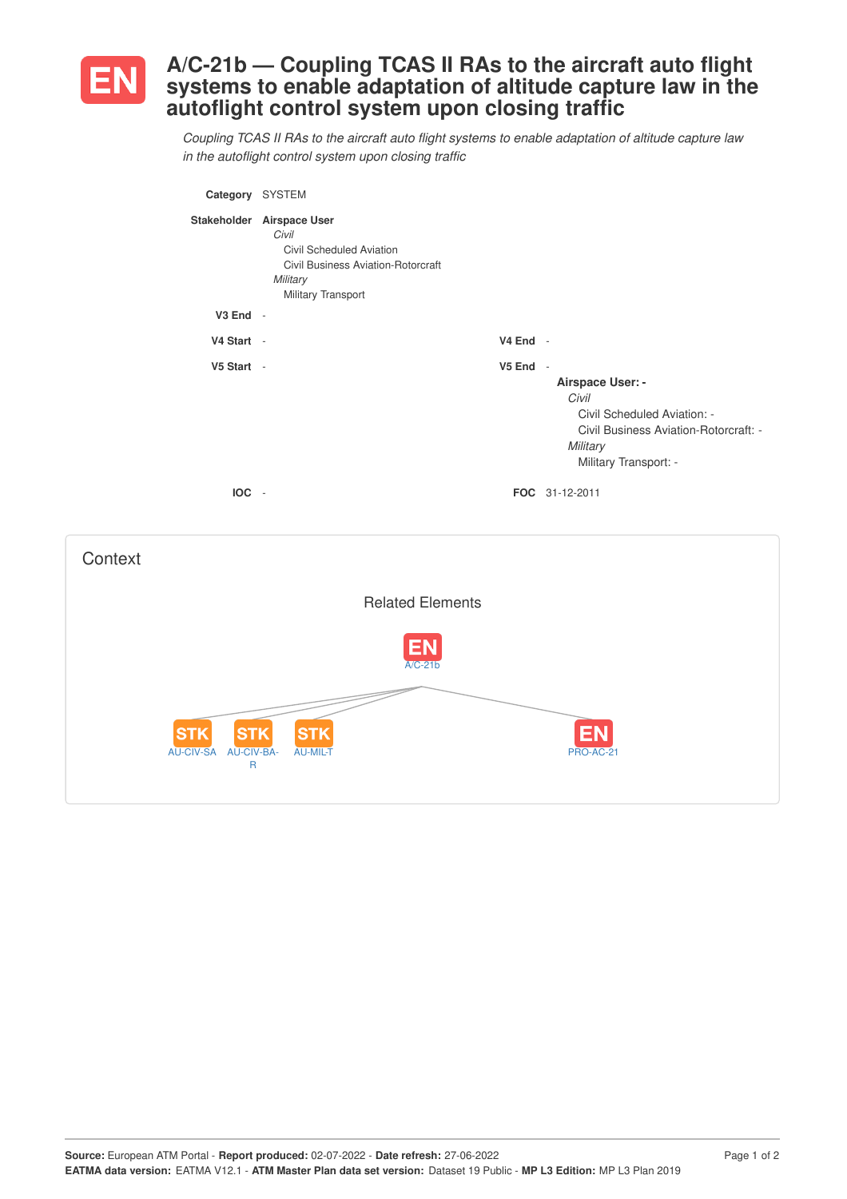# EN A/C-21b — Coupling TCAS II RAs to the aircraft auto flight systems to enable adaptation of altitude capture law in the autoflight control system upon closing traffic

*Coupling TCAS II RAs to the aircraft auto flight systems to enable adaptation of altitude capture law in the autoflight control system upon closing traffic*

**Category** SYSTEM

**Stakeholder** **Airspace User**
- *Civil*
  - Civil Scheduled Aviation
  - Civil Business Aviation-Rotorcraft
- *Military*
  - Military Transport

**V3 End** -

**V4 Start** -

**V4 End** -

**V5 Start** -

**V5 End** -

**Airspace User: -**
- *Civil*
  - Civil Scheduled Aviation: -
  - Civil Business Aviation-Rotorcraft: -
- *Military*
  - Military Transport: -

**IOC** -

**FOC** 31-12-2011

## Context

### Related Elements

- EN A/C-21b
  - STK AU-CIV-SA
  - STK AU-CIV-BA-R
  - STK AU-MIL-T
  - EN PRO-AC-21

**Source:** European ATM Portal - **Report produced:** 02-07-2022 - **Date refresh:** 27-06-2022
**EATMA data version:** EATMA V12.1 - **ATM Master Plan data set version:** Dataset 19 Public - **MP L3 Edition:** MP L3 Plan 2019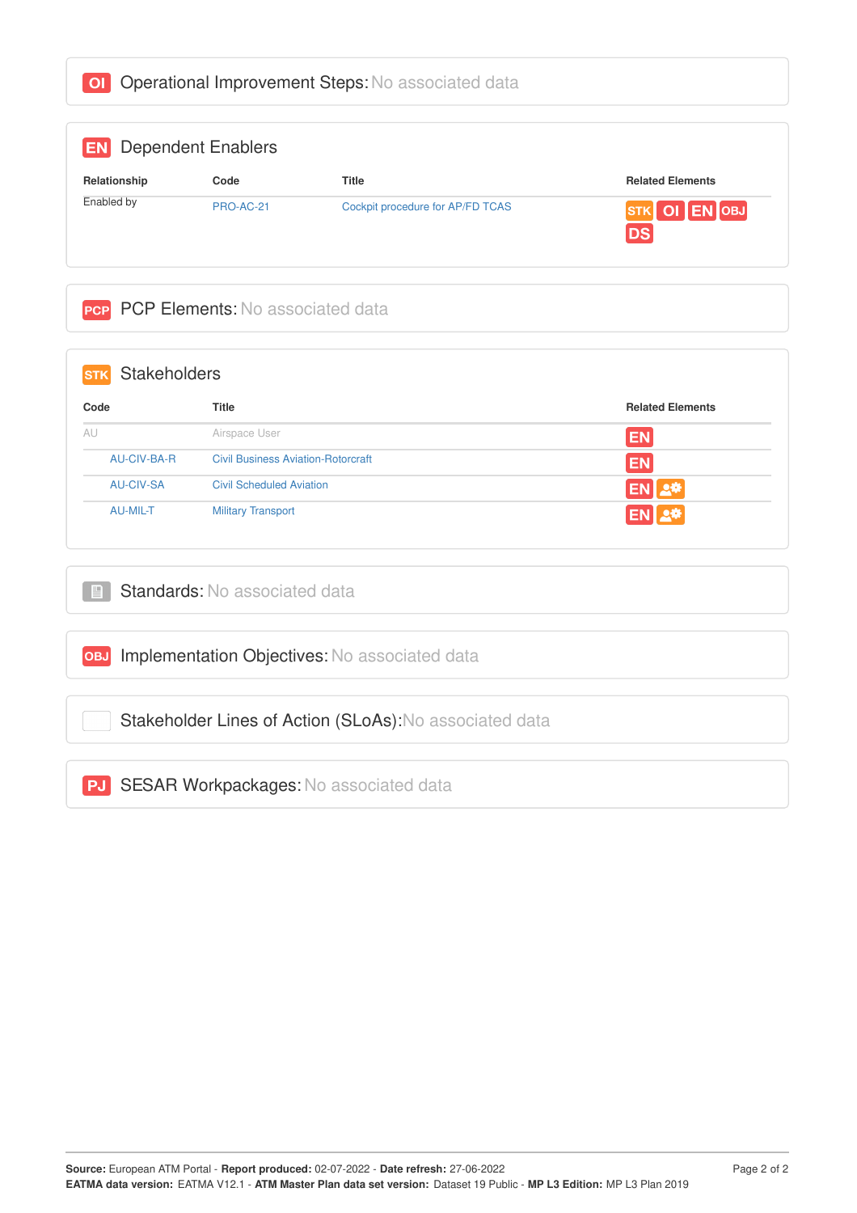## OI Operational Improvement Steps: No associated data

## EN Dependent Enablers

| Relationship | Code | Title | Related Elements |
| --- | --- | --- | --- |
| Enabled by | PRO-AC-21 | Cockpit procedure for AP/FD TCAS | STK OI EN OBJ DS |

## PCP PCP Elements: No associated data

## STK Stakeholders

| Code | Title | Related Elements |
| --- | --- | --- |
| AU | Airspace User | EN |
| AU-CIV-BA-R | Civil Business Aviation-Rotorcraft | EN |
| AU-CIV-SA | Civil Scheduled Aviation | EN |
| AU-MIL-T | Military Transport | EN |

## Standards: No associated data

## OBJ Implementation Objectives: No associated data

## Stakeholder Lines of Action (SLoAs): No associated data

## PJ SESAR Workpackages: No associated data

**Source:** European ATM Portal - **Report produced:** 02-07-2022 - **Date refresh:** 27-06-2022
**EATMA data version:** EATMA V12.1 - **ATM Master Plan data set version:** Dataset 19 Public - **MP L3 Edition:** MP L3 Plan 2019